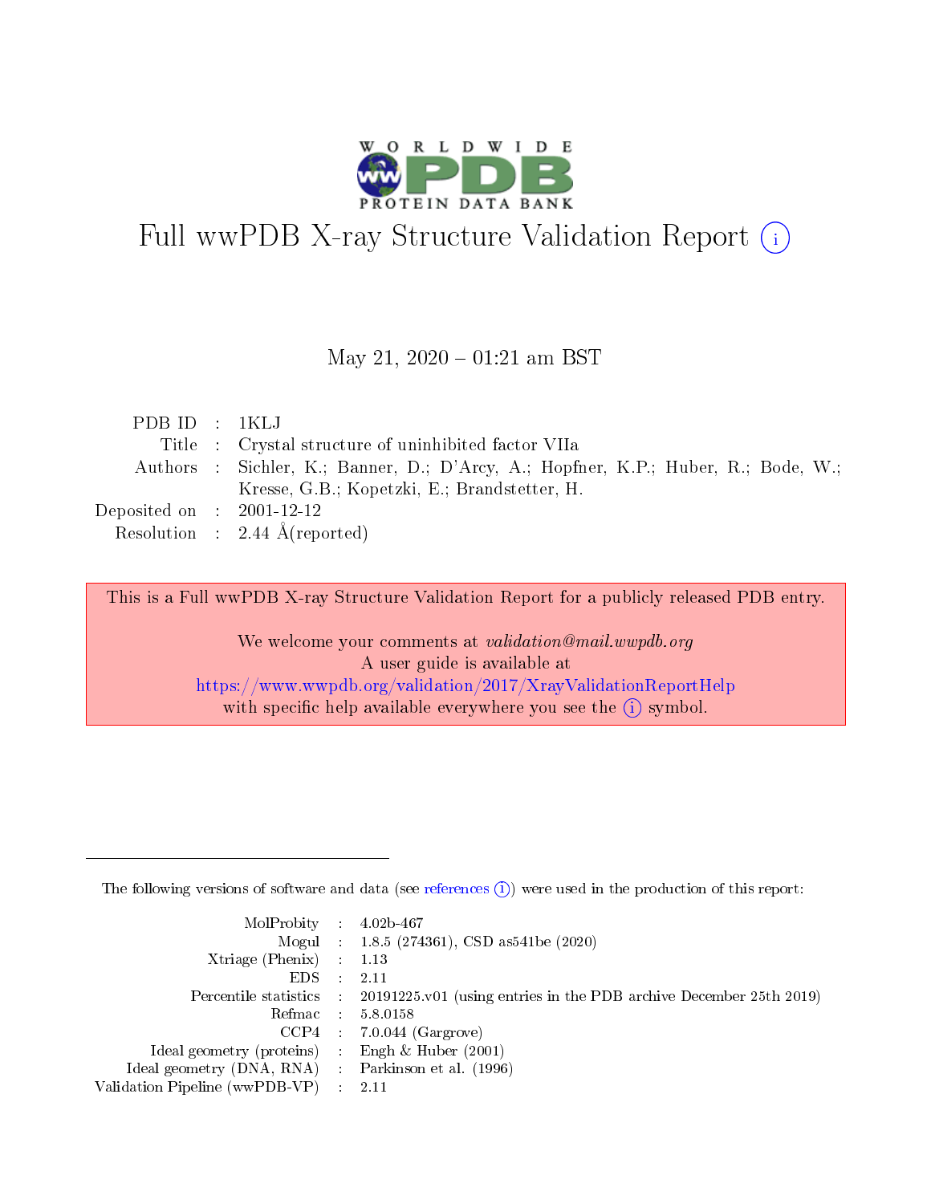# Full wwPDB X-ray Structure Validation Report ⓘ

May 21, 2020 – 01:21 am BST

| | | |
|---|---|---|
| PDB ID | : | 1KLJ |
| Title | : | Crystal structure of uninhibited factor VIIa |
| Authors | : | Sichler, K.; Banner, D.; D'Arcy, A.; Hopfner, K.P.; Huber, R.; Bode, W.; Kresse, G.B.; Kopetzki, E.; Brandstetter, H. |
| Deposited on | : | 2001-12-12 |
| Resolution | : | 2.44 Å(reported) |

This is a Full wwPDB X-ray Structure Validation Report for a publicly released PDB entry.

We welcome your comments at *validation@mail.wwpdb.org*
A user guide is available at
https://www.wwpdb.org/validation/2017/XrayValidationReportHelp
with specific help available everywhere you see the ⓘ symbol.

---

The following versions of software and data (see references ⓘ) were used in the production of this report:

| | | |
|---|---|---|
| MolProbity | : | 4.02b-467 |
| Mogul | : | 1.8.5 (274361), CSD as541be (2020) |
| Xtriage (Phenix) | : | 1.13 |
| EDS | : | 2.11 |
| Percentile statistics | : | 20191225.v01 (using entries in the PDB archive December 25th 2019) |
| Refmac | : | 5.8.0158 |
| CCP4 | : | 7.0.044 (Gargrove) |
| Ideal geometry (proteins) | : | Engh & Huber (2001) |
| Ideal geometry (DNA, RNA) | : | Parkinson et al. (1996) |
| Validation Pipeline (wwPDB-VP) | : | 2.11 |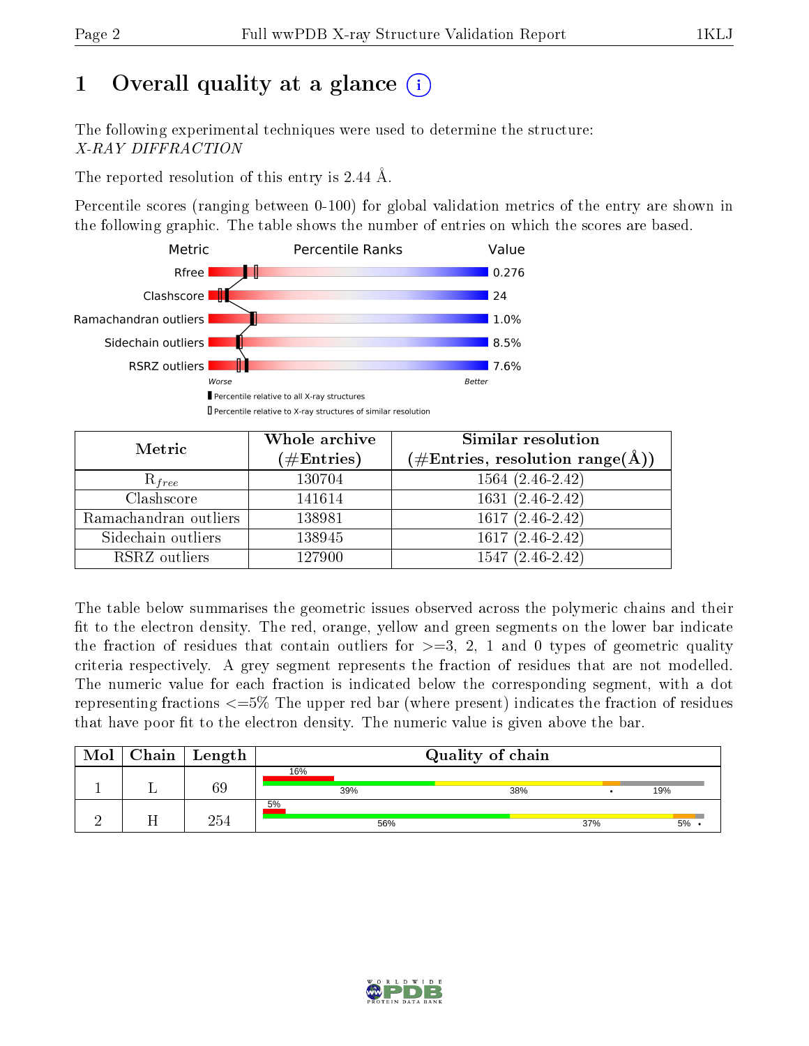# 1 Overall quality at a glance (i)

The following experimental techniques were used to determine the structure:
*X-RAY DIFFRACTION*

The reported resolution of this entry is 2.44 Å.

Percentile scores (ranging between 0-100) for global validation metrics of the entry are shown in the following graphic. The table shows the number of entries on which the scores are based.

| Metric | Value |
|---|---|
| Rfree | 0.276 |
| Clashscore | 24 |
| Ramachandran outliers | 1.0% |
| Sidechain outliers | 8.5% |
| RSRZ outliers | 7.6% |

Worse — Better

▮ Percentile relative to all X-ray structures
▯ Percentile relative to X-ray structures of similar resolution

| Metric | Whole archive (#Entries) | Similar resolution (#Entries, resolution range(Å)) |
|---|---|---|
| $R_{free}$ | 130704 | 1564 (2.46-2.42) |
| Clashscore | 141614 | 1631 (2.46-2.42) |
| Ramachandran outliers | 138981 | 1617 (2.46-2.42) |
| Sidechain outliers | 138945 | 1617 (2.46-2.42) |
| RSRZ outliers | 127900 | 1547 (2.46-2.42) |

The table below summarises the geometric issues observed across the polymeric chains and their fit to the electron density. The red, orange, yellow and green segments on the lower bar indicate the fraction of residues that contain outliers for >=3, 2, 1 and 0 types of geometric quality criteria respectively. A grey segment represents the fraction of residues that are not modelled. The numeric value for each fraction is indicated below the corresponding segment, with a dot representing fractions <=5% The upper red bar (where present) indicates the fraction of residues that have poor fit to the electron density. The numeric value is given above the bar.

| Mol | Chain | Length | Quality of chain |
|---|---|---|---|
| 1 | L | 69 | 16% (poor fit); 39%, 38%, •, 19% |
| 2 | H | 254 | 5% (poor fit); 56%, 37%, 5%, • |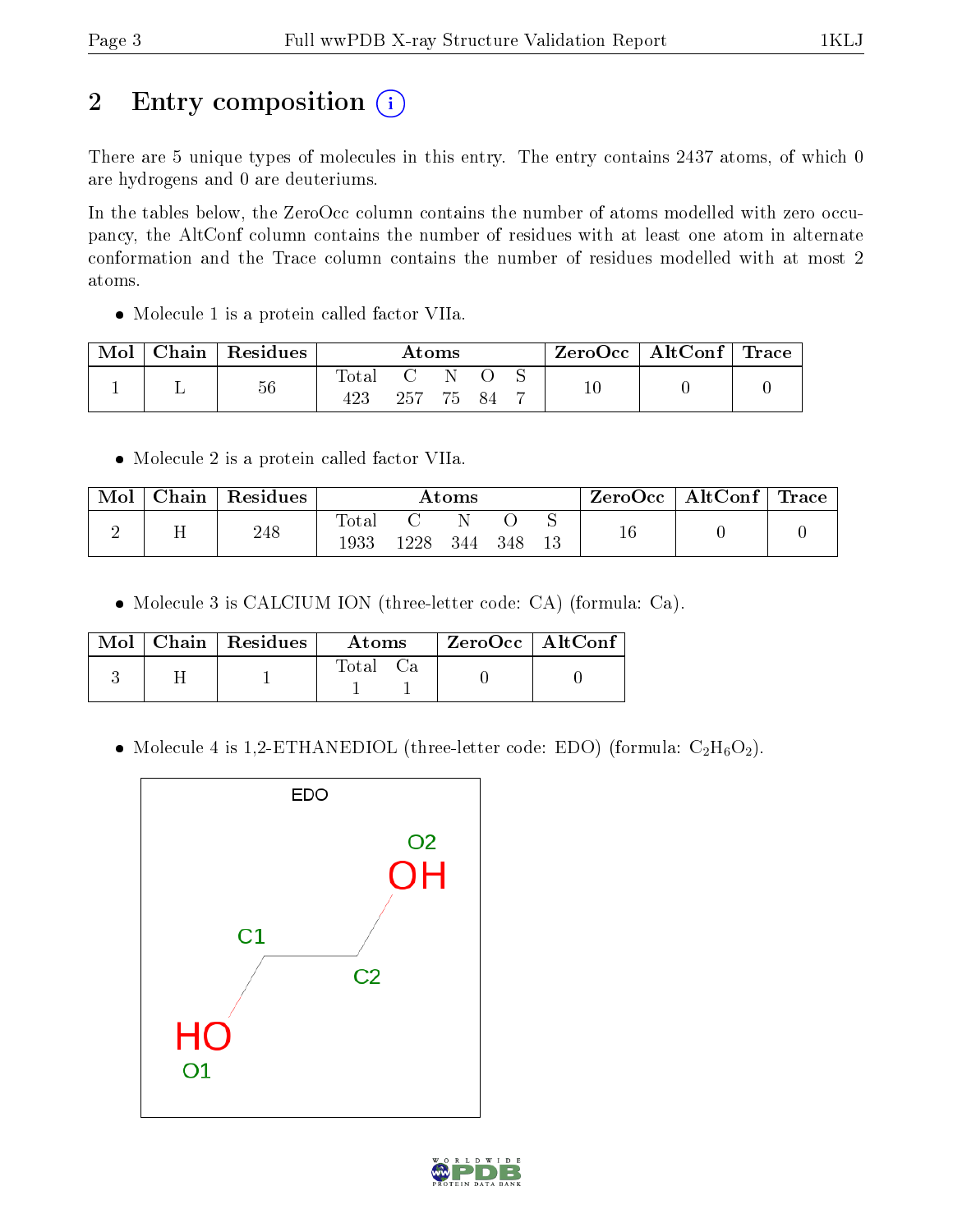# 2 Entry composition (i)

There are 5 unique types of molecules in this entry. The entry contains 2437 atoms, of which 0 are hydrogens and 0 are deuteriums.

In the tables below, the ZeroOcc column contains the number of atoms modelled with zero occupancy, the AltConf column contains the number of residues with at least one atom in alternate conformation and the Trace column contains the number of residues modelled with at most 2 atoms.

- Molecule 1 is a protein called factor VIIa.

| Mol | Chain | Residues | Atoms | | | | | ZeroOcc | AltConf | Trace |
|---|---|---|---|---|---|---|---|---|---|---|
| | | | Total | C | N | O | S | | | |
| 1 | L | 56 | 423 | 257 | 75 | 84 | 7 | 10 | 0 | 0 |

- Molecule 2 is a protein called factor VIIa.

| Mol | Chain | Residues | Atoms | | | | | ZeroOcc | AltConf | Trace |
|---|---|---|---|---|---|---|---|---|---|---|
| | | | Total | C | N | O | S | | | |
| 2 | H | 248 | 1933 | 1228 | 344 | 348 | 13 | 16 | 0 | 0 |

- Molecule 3 is CALCIUM ION (three-letter code: CA) (formula: Ca).

| Mol | Chain | Residues | Atoms | | ZeroOcc | AltConf |
|---|---|---|---|---|---|---|
| | | | Total | Ca | | |
| 3 | H | 1 | 1 | 1 | 0 | 0 |

- Molecule 4 is 1,2-ETHANEDIOL (three-letter code: EDO) (formula: $C_2H_6O_2$).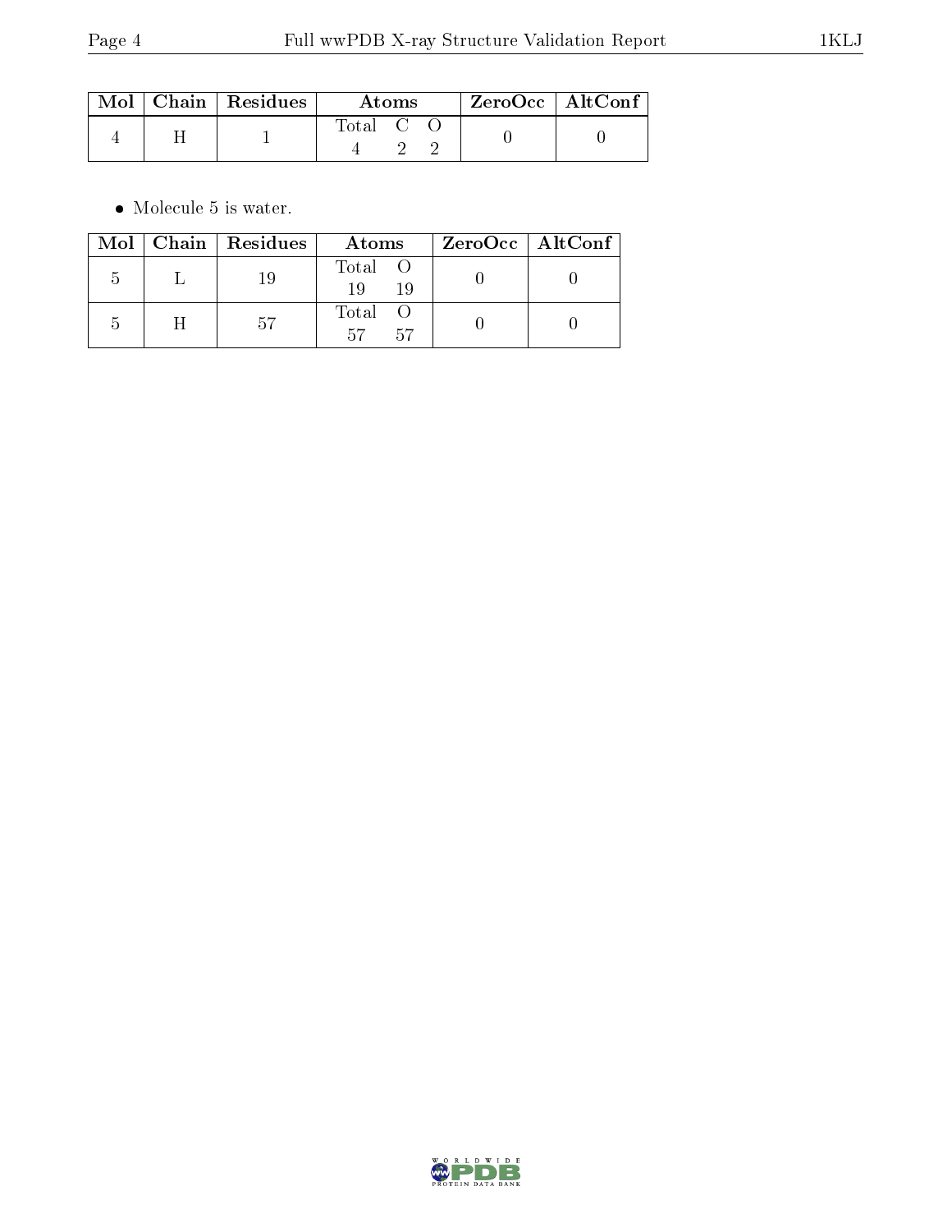| Mol | Chain | Residues | Atoms | | | ZeroOcc | AltConf |
|---|---|---|---|---|---|---|---|
| 4 | H | 1 | Total | C | O | 0 | 0 |
| | | | 4 | 2 | 2 | | |

- Molecule 5 is water.

| Mol | Chain | Residues | Atoms | | ZeroOcc | AltConf |
|---|---|---|---|---|---|---|
| 5 | L | 19 | Total | O | 0 | 0 |
| | | | 19 | 19 | | |
| 5 | H | 57 | Total | O | 0 | 0 |
| | | | 57 | 57 | | |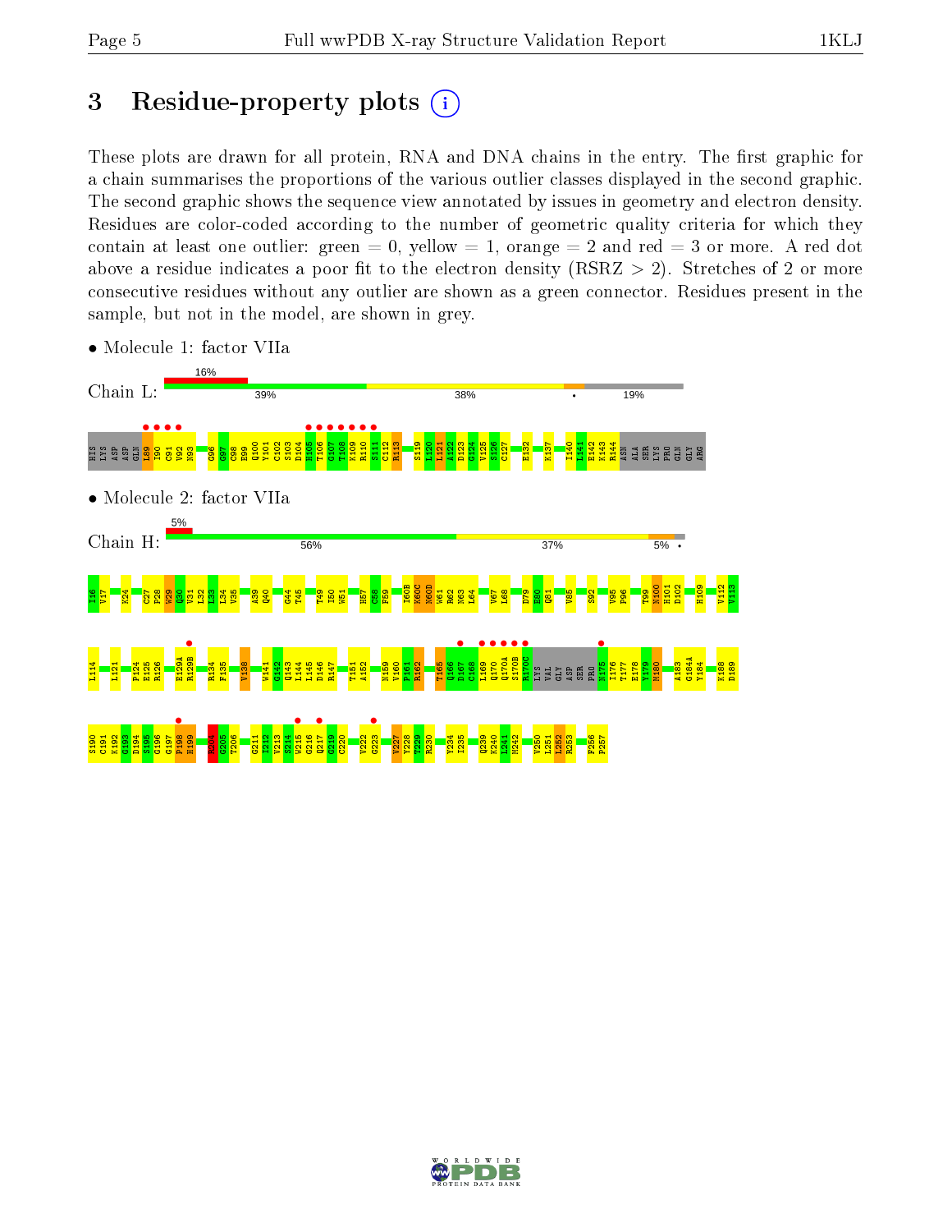# 3 Residue-property plots

These plots are drawn for all protein, RNA and DNA chains in the entry. The first graphic for a chain summarises the proportions of the various outlier classes displayed in the second graphic. The second graphic shows the sequence view annotated by issues in geometry and electron density. Residues are color-coded according to the number of geometric quality criteria for which they contain at least one outlier: green = 0, yellow = 1, orange = 2 and red = 3 or more. A red dot above a residue indicates a poor fit to the electron density (RSRZ > 2). Stretches of 2 or more consecutive residues without any outlier are shown as a green connector. Residues present in the sample, but not in the model, are shown in grey.

- Molecule 1: factor VIIa

Chain L: 16% | 39% | 38% | • | 19%

HIS LYS ASP ASP GLN L89 I90 C91 V92 N93 G96 G97 C98 E99 Q100 Y101 C102 S103 D104 H105 T106 G107 T108 K109 R110 S111 C112 R113 S119 L120 L121 A122 D123 G124 V125 S126 C127 E132 K137 I140 L141 E142 K143 R144 ASN ALA SER LYS PRO GLN GLY ARG

- Molecule 2: factor VIIa

Chain H: 5% | 56% | 37% | 5% | •

I16 V17 K24 C27 P28 W29 Q30 V31 L32 L33 L34 V35 A39 Q40 G44 T45 T49 I50 W51 H57 C58 F59 I60B K60C N60D W61 R62 N63 L64 V67 L68 D79 E80 Q81 V85 S92 V95 P96 T99 N100 H101 D102 H109 V112 V113

L114 L121 P124 E125 R126 E129A R129B R134 F135 V138 W141 G142 Q143 L144 L145 D146 R147 T151 A152 N159 V160 P161 R162 T165 Q166 D167 C168 L169 Q170 Q170A S170B R170C LYS VAL GLY ASP SER PRO N175 I176 T177 E178 Y179 M180 A183 G184A Y184 K188 D189

S190 C191 K192 G193 D194 S195 G196 G197 P198 H199 K204 G205 T206 G211 I212 V213 S214 W215 G216 Q217 G219 C220 V222 G223 V227 Y228 T229 R230 Y234 I235 Q239 K240 L241 M242 V250 L251 L252 R253 F256 P257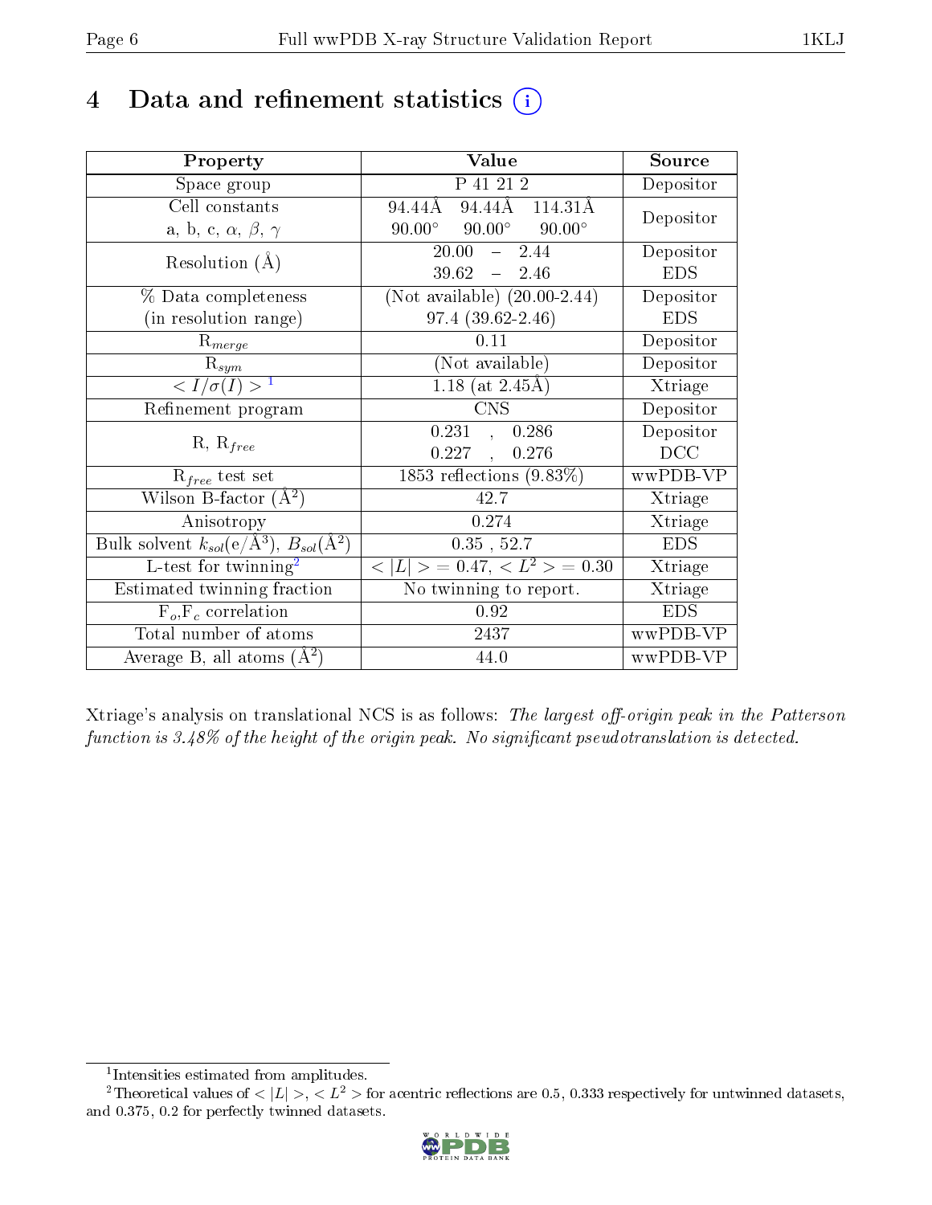# 4 Data and refinement statistics (i)

| Property | Value | Source |
|---|---|---|
| Space group | P 41 21 2 | Depositor |
| Cell constants<br>a, b, c, $\alpha$, $\beta$, $\gamma$ | 94.44Å 94.44Å 114.31Å<br>90.00° 90.00° 90.00° | Depositor |
| Resolution (Å) | 20.00 – 2.44<br>39.62 – 2.46 | Depositor<br>EDS |
| % Data completeness<br>(in resolution range) | (Not available) (20.00-2.44)<br>97.4 (39.62-2.46) | Depositor<br>EDS |
| $R_{merge}$ | 0.11 | Depositor |
| $R_{sym}$ | (Not available) | Depositor |
| $< I/\sigma(I) >$ [1] | 1.18 (at 2.45Å) | Xtriage |
| Refinement program | CNS | Depositor |
| R, $R_{free}$ | 0.231 , 0.286<br>0.227 , 0.276 | Depositor<br>DCC |
| $R_{free}$ test set | 1853 reflections (9.83%) | wwPDB-VP |
| Wilson B-factor (Å$^2$) | 42.7 | Xtriage |
| Anisotropy | 0.274 | Xtriage |
| Bulk solvent $k_{sol}$(e/Å$^3$), $B_{sol}$(Å$^2$) | 0.35 , 52.7 | EDS |
| L-test for twinning[2] | $< \|L\| >$ = 0.47, $< L^2 >$ = 0.30 | Xtriage |
| Estimated twinning fraction | No twinning to report. | Xtriage |
| $F_o$,$F_c$ correlation | 0.92 | EDS |
| Total number of atoms | 2437 | wwPDB-VP |
| Average B, all atoms (Å$^2$) | 44.0 | wwPDB-VP |

Xtriage's analysis on translational NCS is as follows: *The largest off-origin peak in the Patterson function is 3.48% of the height of the origin peak. No significant pseudotranslation is detected.*

[1] Intensities estimated from amplitudes.

[2] Theoretical values of $< |L| >$, $< L^2 >$ for acentric reflections are 0.5, 0.333 respectively for untwinned datasets, and 0.375, 0.2 for perfectly twinned datasets.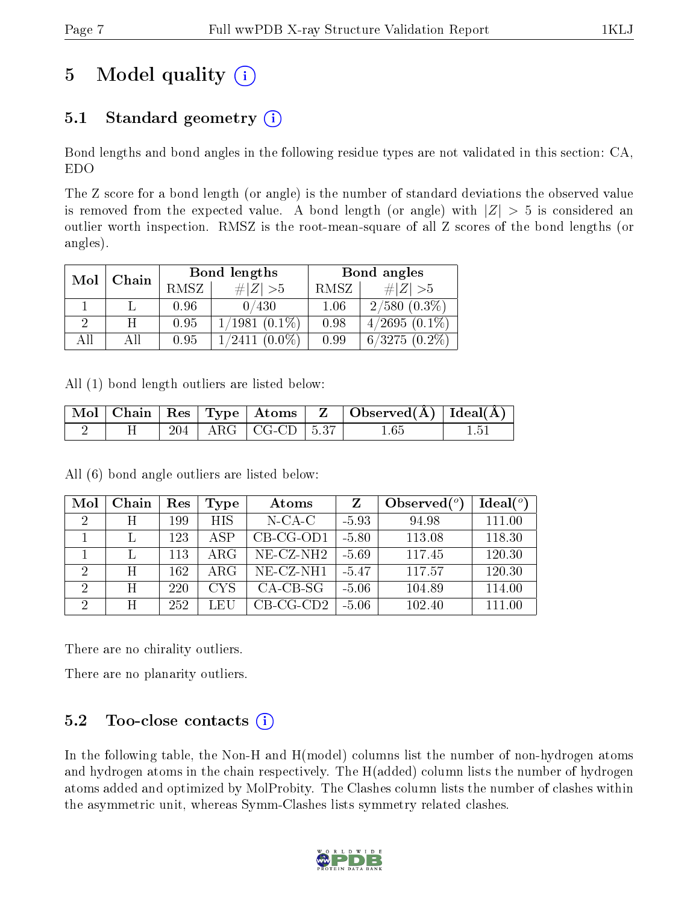# 5 Model quality

## 5.1 Standard geometry

Bond lengths and bond angles in the following residue types are not validated in this section: CA, EDO

The Z score for a bond length (or angle) is the number of standard deviations the observed value is removed from the expected value. A bond length (or angle) with $|Z| > 5$ is considered an outlier worth inspection. RMSZ is the root-mean-square of all Z scores of the bond lengths (or angles).

| Mol | Chain | Bond lengths | | Bond angles | |
|---|---|---|---|---|---|
| | | RMSZ | $\#\|Z\| > 5$ | RMSZ | $\#\|Z\| > 5$ |
| 1 | L | 0.96 | 0/430 | 1.06 | 2/580 (0.3%) |
| 2 | H | 0.95 | 1/1981 (0.1%) | 0.98 | 4/2695 (0.1%) |
| All | All | 0.95 | 1/2411 (0.0%) | 0.99 | 6/3275 (0.2%) |

All (1) bond length outliers are listed below:

| Mol | Chain | Res | Type | Atoms | Z | Observed(Å) | Ideal(Å) |
|---|---|---|---|---|---|---|---|
| 2 | H | 204 | ARG | CG-CD | 5.37 | 1.65 | 1.51 |

All (6) bond angle outliers are listed below:

| Mol | Chain | Res | Type | Atoms | Z | Observed(°) | Ideal(°) |
|---|---|---|---|---|---|---|---|
| 2 | H | 199 | HIS | N-CA-C | -5.93 | 94.98 | 111.00 |
| 1 | L | 123 | ASP | CB-CG-OD1 | -5.80 | 113.08 | 118.30 |
| 1 | L | 113 | ARG | NE-CZ-NH2 | -5.69 | 117.45 | 120.30 |
| 2 | H | 162 | ARG | NE-CZ-NH1 | -5.47 | 117.57 | 120.30 |
| 2 | H | 220 | CYS | CA-CB-SG | -5.06 | 104.89 | 114.00 |
| 2 | H | 252 | LEU | CB-CG-CD2 | -5.06 | 102.40 | 111.00 |

There are no chirality outliers.

There are no planarity outliers.

## 5.2 Too-close contacts

In the following table, the Non-H and H(model) columns list the number of non-hydrogen atoms and hydrogen atoms in the chain respectively. The H(added) column lists the number of hydrogen atoms added and optimized by MolProbity. The Clashes column lists the number of clashes within the asymmetric unit, whereas Symm-Clashes lists symmetry related clashes.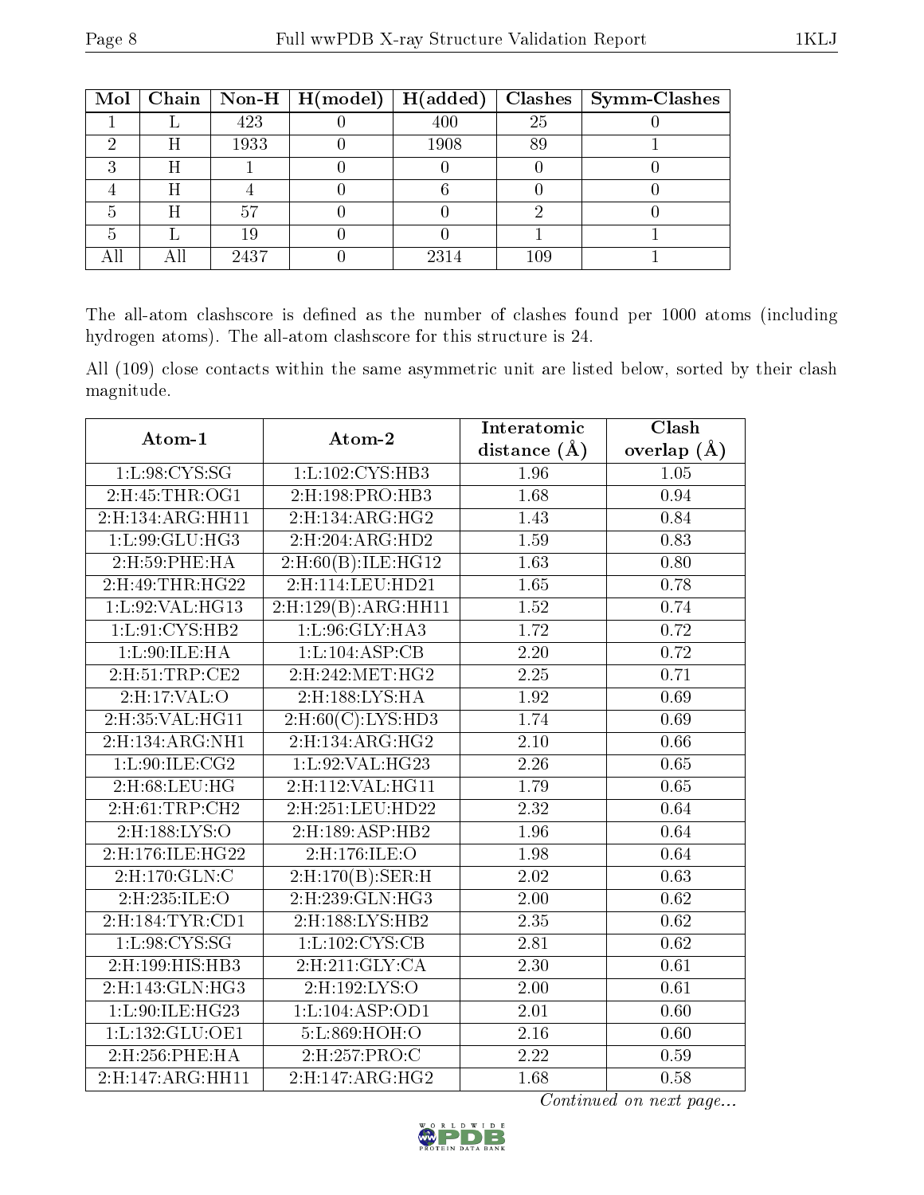| Mol | Chain | Non-H | H(model) | H(added) | Clashes | Symm-Clashes |
|---|---|---|---|---|---|---|
| 1 | L | 423 | 0 | 400 | 25 | 0 |
| 2 | H | 1933 | 0 | 1908 | 89 | 1 |
| 3 | H | 1 | 0 | 0 | 0 | 0 |
| 4 | H | 4 | 0 | 6 | 0 | 0 |
| 5 | H | 57 | 0 | 0 | 2 | 0 |
| 5 | L | 19 | 0 | 0 | 1 | 1 |
| All | All | 2437 | 0 | 2314 | 109 | 1 |

The all-atom clashscore is defined as the number of clashes found per 1000 atoms (including hydrogen atoms). The all-atom clashscore for this structure is 24.

All (109) close contacts within the same asymmetric unit are listed below, sorted by their clash magnitude.

| Atom-1 | Atom-2 | Interatomic distance (Å) | Clash overlap (Å) |
|---|---|---|---|
| 1:L:98:CYS:SG | 1:L:102:CYS:HB3 | 1.96 | 1.05 |
| 2:H:45:THR:OG1 | 2:H:198:PRO:HB3 | 1.68 | 0.94 |
| 2:H:134:ARG:HH11 | 2:H:134:ARG:HG2 | 1.43 | 0.84 |
| 1:L:99:GLU:HG3 | 2:H:204:ARG:HD2 | 1.59 | 0.83 |
| 2:H:59:PHE:HA | 2:H:60(B):ILE:HG12 | 1.63 | 0.80 |
| 2:H:49:THR:HG22 | 2:H:114:LEU:HD21 | 1.65 | 0.78 |
| 1:L:92:VAL:HG13 | 2:H:129(B):ARG:HH11 | 1.52 | 0.74 |
| 1:L:91:CYS:HB2 | 1:L:96:GLY:HA3 | 1.72 | 0.72 |
| 1:L:90:ILE:HA | 1:L:104:ASP:CB | 2.20 | 0.72 |
| 2:H:51:TRP:CE2 | 2:H:242:MET:HG2 | 2.25 | 0.71 |
| 2:H:17:VAL:O | 2:H:188:LYS:HA | 1.92 | 0.69 |
| 2:H:35:VAL:HG11 | 2:H:60(C):LYS:HD3 | 1.74 | 0.69 |
| 2:H:134:ARG:NH1 | 2:H:134:ARG:HG2 | 2.10 | 0.66 |
| 1:L:90:ILE:CG2 | 1:L:92:VAL:HG23 | 2.26 | 0.65 |
| 2:H:68:LEU:HG | 2:H:112:VAL:HG11 | 1.79 | 0.65 |
| 2:H:61:TRP:CH2 | 2:H:251:LEU:HD22 | 2.32 | 0.64 |
| 2:H:188:LYS:O | 2:H:189:ASP:HB2 | 1.96 | 0.64 |
| 2:H:176:ILE:HG22 | 2:H:176:ILE:O | 1.98 | 0.64 |
| 2:H:170:GLN:C | 2:H:170(B):SER:H | 2.02 | 0.63 |
| 2:H:235:ILE:O | 2:H:239:GLN:HG3 | 2.00 | 0.62 |
| 2:H:184:TYR:CD1 | 2:H:188:LYS:HB2 | 2.35 | 0.62 |
| 1:L:98:CYS:SG | 1:L:102:CYS:CB | 2.81 | 0.62 |
| 2:H:199:HIS:HB3 | 2:H:211:GLY:CA | 2.30 | 0.61 |
| 2:H:143:GLN:HG3 | 2:H:192:LYS:O | 2.00 | 0.61 |
| 1:L:90:ILE:HG23 | 1:L:104:ASP:OD1 | 2.01 | 0.60 |
| 1:L:132:GLU:OE1 | 5:L:869:HOH:O | 2.16 | 0.60 |
| 2:H:256:PHE:HA | 2:H:257:PRO:C | 2.22 | 0.59 |
| 2:H:147:ARG:HH11 | 2:H:147:ARG:HG2 | 1.68 | 0.58 |

*Continued on next page...*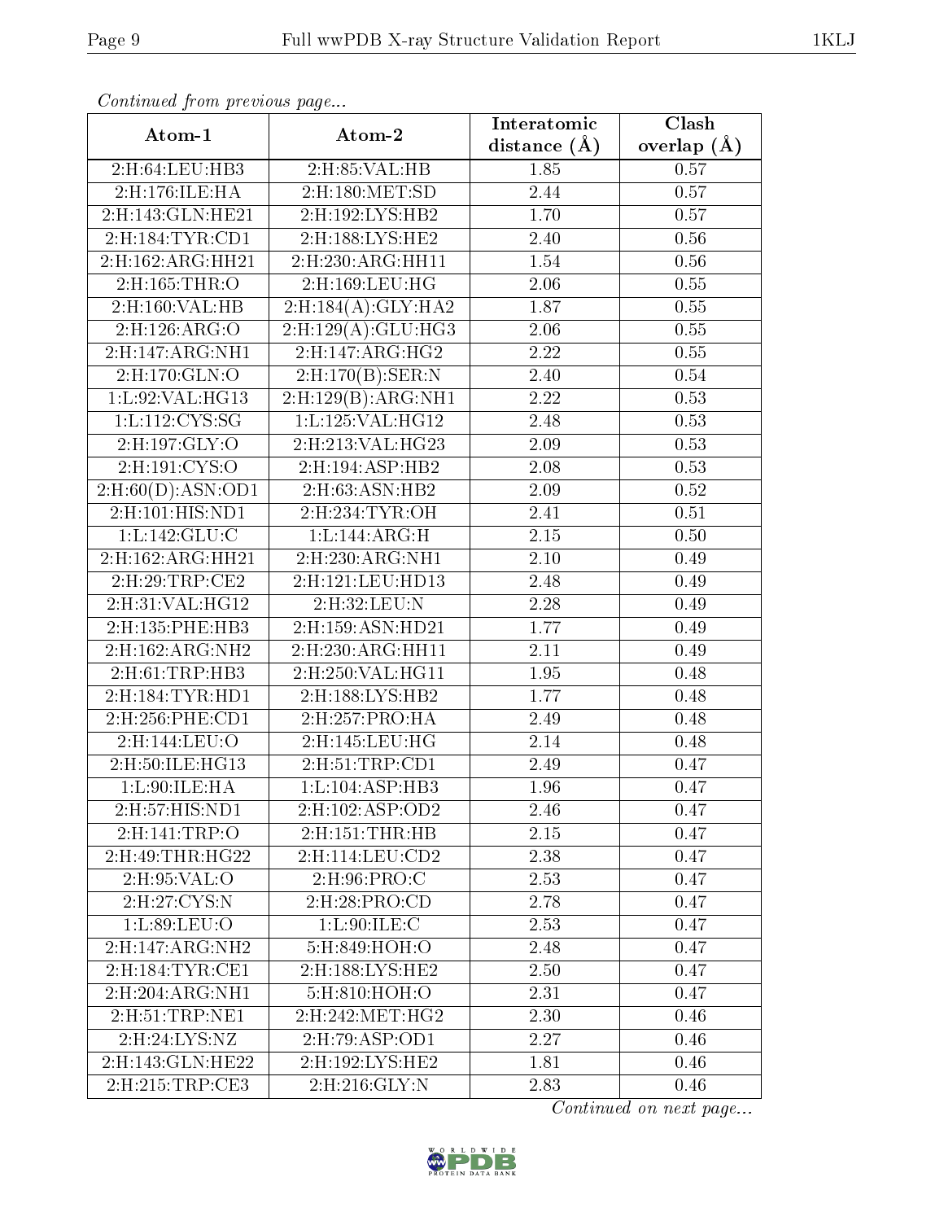*Continued from previous page...*

| Atom-1 | Atom-2 | Interatomic distance (Å) | Clash overlap (Å) |
|---|---|---|---|
| 2:H:64:LEU:HB3 | 2:H:85:VAL:HB | 1.85 | 0.57 |
| 2:H:176:ILE:HA | 2:H:180:MET:SD | 2.44 | 0.57 |
| 2:H:143:GLN:HE21 | 2:H:192:LYS:HB2 | 1.70 | 0.57 |
| 2:H:184:TYR:CD1 | 2:H:188:LYS:HE2 | 2.40 | 0.56 |
| 2:H:162:ARG:HH21 | 2:H:230:ARG:HH11 | 1.54 | 0.56 |
| 2:H:165:THR:O | 2:H:169:LEU:HG | 2.06 | 0.55 |
| 2:H:160:VAL:HB | 2:H:184(A):GLY:HA2 | 1.87 | 0.55 |
| 2:H:126:ARG:O | 2:H:129(A):GLU:HG3 | 2.06 | 0.55 |
| 2:H:147:ARG:NH1 | 2:H:147:ARG:HG2 | 2.22 | 0.55 |
| 2:H:170:GLN:O | 2:H:170(B):SER:N | 2.40 | 0.54 |
| 1:L:92:VAL:HG13 | 2:H:129(B):ARG:NH1 | 2.22 | 0.53 |
| 1:L:112:CYS:SG | 1:L:125:VAL:HG12 | 2.48 | 0.53 |
| 2:H:197:GLY:O | 2:H:213:VAL:HG23 | 2.09 | 0.53 |
| 2:H:191:CYS:O | 2:H:194:ASP:HB2 | 2.08 | 0.53 |
| 2:H:60(D):ASN:OD1 | 2:H:63:ASN:HB2 | 2.09 | 0.52 |
| 2:H:101:HIS:ND1 | 2:H:234:TYR:OH | 2.41 | 0.51 |
| 1:L:142:GLU:C | 1:L:144:ARG:H | 2.15 | 0.50 |
| 2:H:162:ARG:HH21 | 2:H:230:ARG:NH1 | 2.10 | 0.49 |
| 2:H:29:TRP:CE2 | 2:H:121:LEU:HD13 | 2.48 | 0.49 |
| 2:H:31:VAL:HG12 | 2:H:32:LEU:N | 2.28 | 0.49 |
| 2:H:135:PHE:HB3 | 2:H:159:ASN:HD21 | 1.77 | 0.49 |
| 2:H:162:ARG:NH2 | 2:H:230:ARG:HH11 | 2.11 | 0.49 |
| 2:H:61:TRP:HB3 | 2:H:250:VAL:HG11 | 1.95 | 0.48 |
| 2:H:184:TYR:HD1 | 2:H:188:LYS:HB2 | 1.77 | 0.48 |
| 2:H:256:PHE:CD1 | 2:H:257:PRO:HA | 2.49 | 0.48 |
| 2:H:144:LEU:O | 2:H:145:LEU:HG | 2.14 | 0.48 |
| 2:H:50:ILE:HG13 | 2:H:51:TRP:CD1 | 2.49 | 0.47 |
| 1:L:90:ILE:HA | 1:L:104:ASP:HB3 | 1.96 | 0.47 |
| 2:H:57:HIS:ND1 | 2:H:102:ASP:OD2 | 2.46 | 0.47 |
| 2:H:141:TRP:O | 2:H:151:THR:HB | 2.15 | 0.47 |
| 2:H:49:THR:HG22 | 2:H:114:LEU:CD2 | 2.38 | 0.47 |
| 2:H:95:VAL:O | 2:H:96:PRO:C | 2.53 | 0.47 |
| 2:H:27:CYS:N | 2:H:28:PRO:CD | 2.78 | 0.47 |
| 1:L:89:LEU:O | 1:L:90:ILE:C | 2.53 | 0.47 |
| 2:H:147:ARG:NH2 | 5:H:849:HOH:O | 2.48 | 0.47 |
| 2:H:184:TYR:CE1 | 2:H:188:LYS:HE2 | 2.50 | 0.47 |
| 2:H:204:ARG:NH1 | 5:H:810:HOH:O | 2.31 | 0.47 |
| 2:H:51:TRP:NE1 | 2:H:242:MET:HG2 | 2.30 | 0.46 |
| 2:H:24:LYS:NZ | 2:H:79:ASP:OD1 | 2.27 | 0.46 |
| 2:H:143:GLN:HE22 | 2:H:192:LYS:HE2 | 1.81 | 0.46 |
| 2:H:215:TRP:CE3 | 2:H:216:GLY:N | 2.83 | 0.46 |

*Continued on next page...*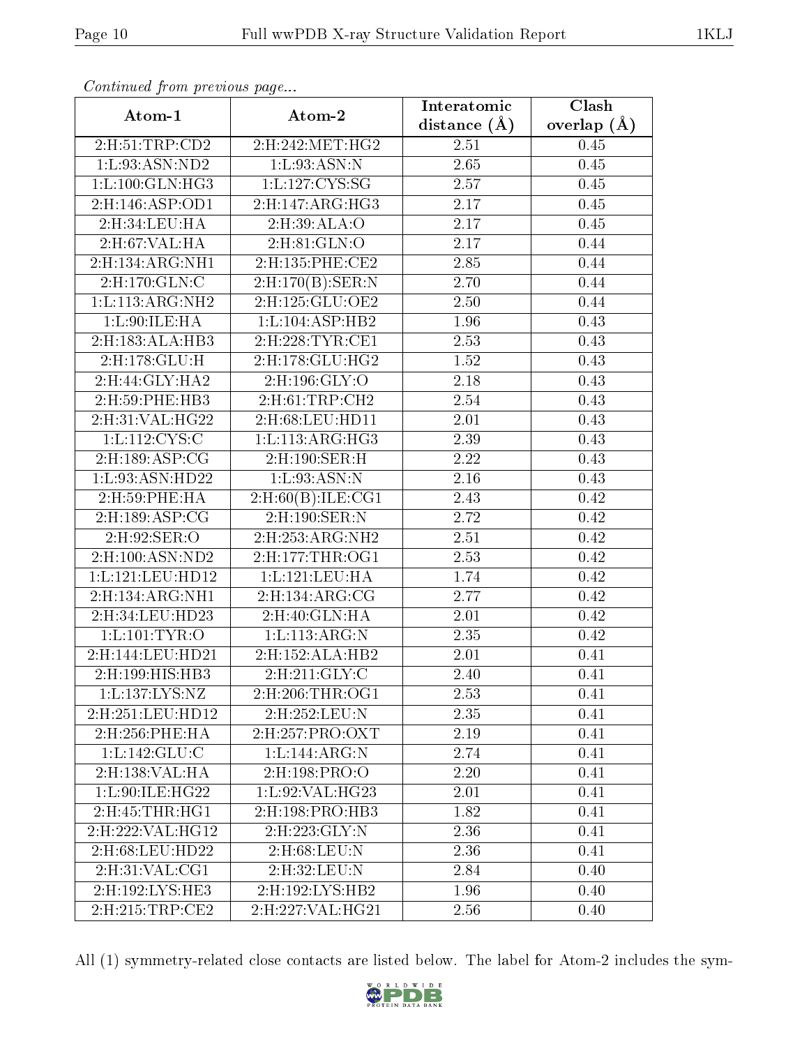*Continued from previous page...*

| Atom-1 | Atom-2 | Interatomic distance (Å) | Clash overlap (Å) |
|---|---|---|---|
| 2:H:51:TRP:CD2 | 2:H:242:MET:HG2 | 2.51 | 0.45 |
| 1:L:93:ASN:ND2 | 1:L:93:ASN:N | 2.65 | 0.45 |
| 1:L:100:GLN:HG3 | 1:L:127:CYS:SG | 2.57 | 0.45 |
| 2:H:146:ASP:OD1 | 2:H:147:ARG:HG3 | 2.17 | 0.45 |
| 2:H:34:LEU:HA | 2:H:39:ALA:O | 2.17 | 0.45 |
| 2:H:67:VAL:HA | 2:H:81:GLN:O | 2.17 | 0.44 |
| 2:H:134:ARG:NH1 | 2:H:135:PHE:CE2 | 2.85 | 0.44 |
| 2:H:170:GLN:C | 2:H:170(B):SER:N | 2.70 | 0.44 |
| 1:L:113:ARG:NH2 | 2:H:125:GLU:OE2 | 2.50 | 0.44 |
| 1:L:90:ILE:HA | 1:L:104:ASP:HB2 | 1.96 | 0.43 |
| 2:H:183:ALA:HB3 | 2:H:228:TYR:CE1 | 2.53 | 0.43 |
| 2:H:178:GLU:H | 2:H:178:GLU:HG2 | 1.52 | 0.43 |
| 2:H:44:GLY:HA2 | 2:H:196:GLY:O | 2.18 | 0.43 |
| 2:H:59:PHE:HB3 | 2:H:61:TRP:CH2 | 2.54 | 0.43 |
| 2:H:31:VAL:HG22 | 2:H:68:LEU:HD11 | 2.01 | 0.43 |
| 1:L:112:CYS:C | 1:L:113:ARG:HG3 | 2.39 | 0.43 |
| 2:H:189:ASP:CG | 2:H:190:SER:H | 2.22 | 0.43 |
| 1:L:93:ASN:HD22 | 1:L:93:ASN:N | 2.16 | 0.43 |
| 2:H:59:PHE:HA | 2:H:60(B):ILE:CG1 | 2.43 | 0.42 |
| 2:H:189:ASP:CG | 2:H:190:SER:N | 2.72 | 0.42 |
| 2:H:92:SER:O | 2:H:253:ARG:NH2 | 2.51 | 0.42 |
| 2:H:100:ASN:ND2 | 2:H:177:THR:OG1 | 2.53 | 0.42 |
| 1:L:121:LEU:HD12 | 1:L:121:LEU:HA | 1.74 | 0.42 |
| 2:H:134:ARG:NH1 | 2:H:134:ARG:CG | 2.77 | 0.42 |
| 2:H:34:LEU:HD23 | 2:H:40:GLN:HA | 2.01 | 0.42 |
| 1:L:101:TYR:O | 1:L:113:ARG:N | 2.35 | 0.42 |
| 2:H:144:LEU:HD21 | 2:H:152:ALA:HB2 | 2.01 | 0.41 |
| 2:H:199:HIS:HB3 | 2:H:211:GLY:C | 2.40 | 0.41 |
| 1:L:137:LYS:NZ | 2:H:206:THR:OG1 | 2.53 | 0.41 |
| 2:H:251:LEU:HD12 | 2:H:252:LEU:N | 2.35 | 0.41 |
| 2:H:256:PHE:HA | 2:H:257:PRO:OXT | 2.19 | 0.41 |
| 1:L:142:GLU:C | 1:L:144:ARG:N | 2.74 | 0.41 |
| 2:H:138:VAL:HA | 2:H:198:PRO:O | 2.20 | 0.41 |
| 1:L:90:ILE:HG22 | 1:L:92:VAL:HG23 | 2.01 | 0.41 |
| 2:H:45:THR:HG1 | 2:H:198:PRO:HB3 | 1.82 | 0.41 |
| 2:H:222:VAL:HG12 | 2:H:223:GLY:N | 2.36 | 0.41 |
| 2:H:68:LEU:HD22 | 2:H:68:LEU:N | 2.36 | 0.41 |
| 2:H:31:VAL:CG1 | 2:H:32:LEU:N | 2.84 | 0.40 |
| 2:H:192:LYS:HE3 | 2:H:192:LYS:HB2 | 1.96 | 0.40 |
| 2:H:215:TRP:CE2 | 2:H:227:VAL:HG21 | 2.56 | 0.40 |

All (1) symmetry-related close contacts are listed below. The label for Atom-2 includes the sym-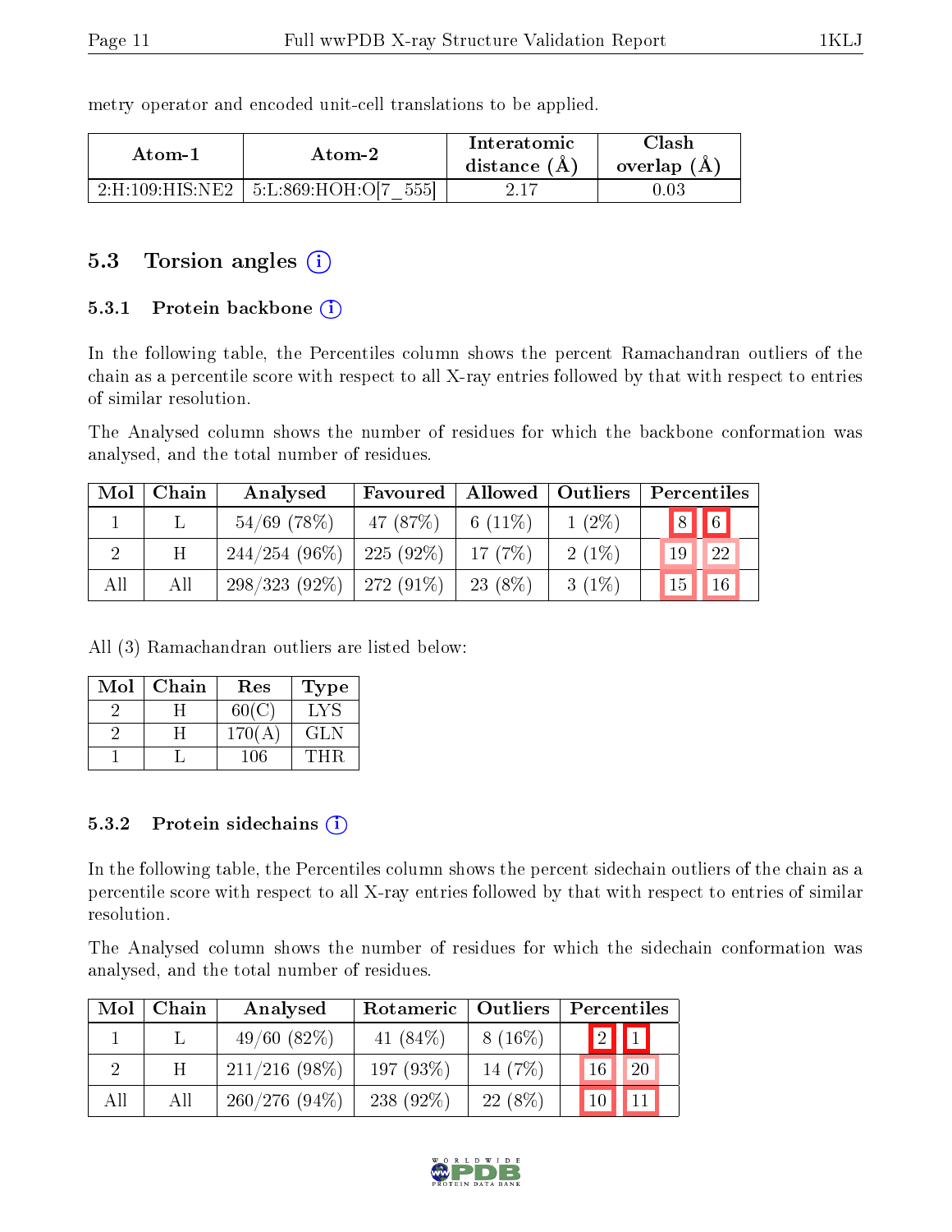metry operator and encoded unit-cell translations to be applied.

| Atom-1 | Atom-2 | Interatomic distance (Å) | Clash overlap (Å) |
|---|---|---|---|
| 2:H:109:HIS:NE2 | 5:L:869:HOH:O[7_555] | 2.17 | 0.03 |

## 5.3 Torsion angles

### 5.3.1 Protein backbone

In the following table, the Percentiles column shows the percent Ramachandran outliers of the chain as a percentile score with respect to all X-ray entries followed by that with respect to entries of similar resolution.

The Analysed column shows the number of residues for which the backbone conformation was analysed, and the total number of residues.

| Mol | Chain | Analysed | Favoured | Allowed | Outliers | Percentiles | |
|---|---|---|---|---|---|---|---|
| 1 | L | 54/69 (78%) | 47 (87%) | 6 (11%) | 1 (2%) | 8 | 6 |
| 2 | H | 244/254 (96%) | 225 (92%) | 17 (7%) | 2 (1%) | 19 | 22 |
| All | All | 298/323 (92%) | 272 (91%) | 23 (8%) | 3 (1%) | 15 | 16 |

All (3) Ramachandran outliers are listed below:

| Mol | Chain | Res | Type |
|---|---|---|---|
| 2 | H | 60(C) | LYS |
| 2 | H | 170(A) | GLN |
| 1 | L | 106 | THR |

### 5.3.2 Protein sidechains

In the following table, the Percentiles column shows the percent sidechain outliers of the chain as a percentile score with respect to all X-ray entries followed by that with respect to entries of similar resolution.

The Analysed column shows the number of residues for which the sidechain conformation was analysed, and the total number of residues.

| Mol | Chain | Analysed | Rotameric | Outliers | Percentiles | |
|---|---|---|---|---|---|---|
| 1 | L | 49/60 (82%) | 41 (84%) | 8 (16%) | 2 | 1 |
| 2 | H | 211/216 (98%) | 197 (93%) | 14 (7%) | 16 | 20 |
| All | All | 260/276 (94%) | 238 (92%) | 22 (8%) | 10 | 11 |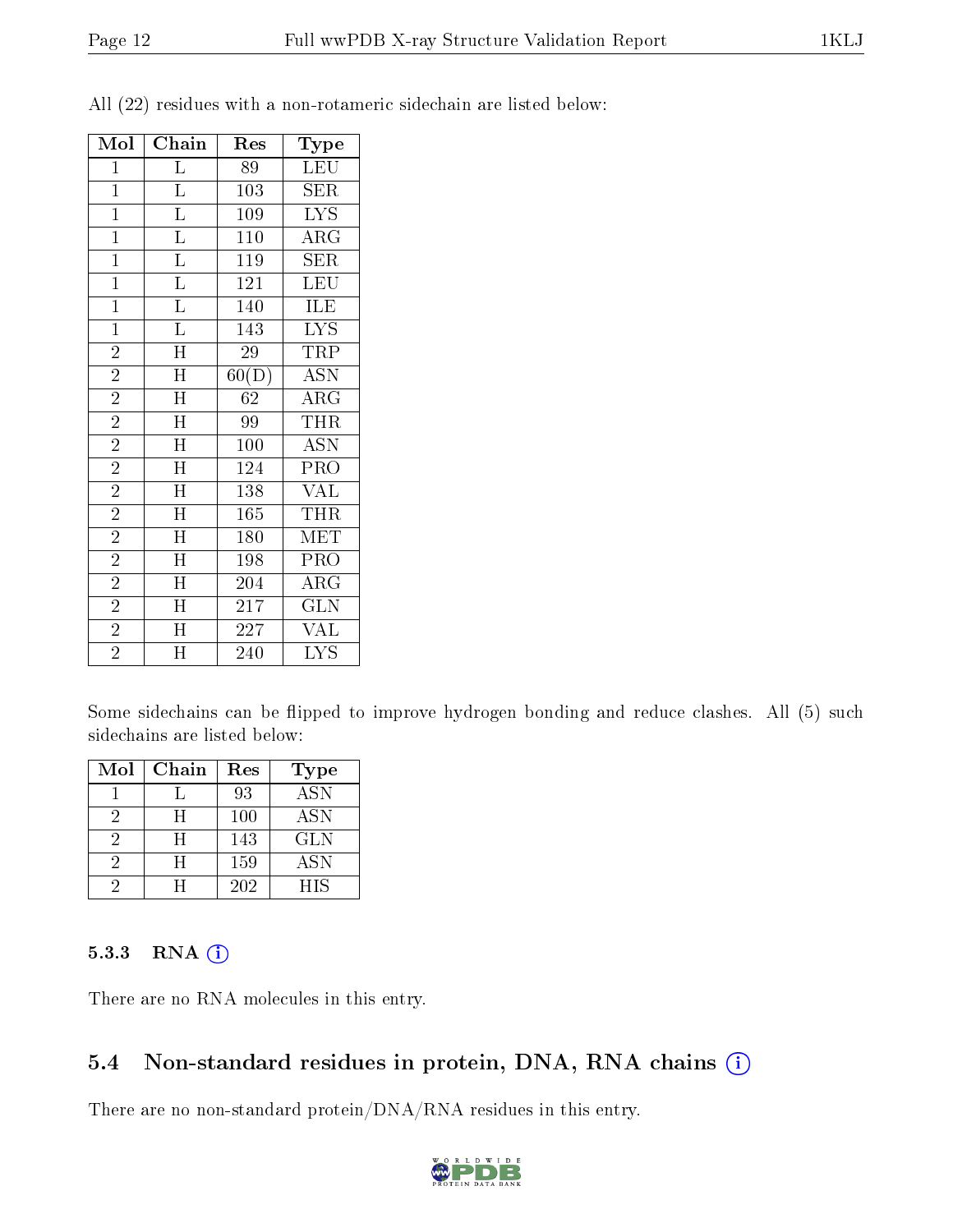All (22) residues with a non-rotameric sidechain are listed below:

| Mol | Chain | Res | Type |
|---|---|---|---|
| 1 | L | 89 | LEU |
| 1 | L | 103 | SER |
| 1 | L | 109 | LYS |
| 1 | L | 110 | ARG |
| 1 | L | 119 | SER |
| 1 | L | 121 | LEU |
| 1 | L | 140 | ILE |
| 1 | L | 143 | LYS |
| 2 | H | 29 | TRP |
| 2 | H | 60(D) | ASN |
| 2 | H | 62 | ARG |
| 2 | H | 99 | THR |
| 2 | H | 100 | ASN |
| 2 | H | 124 | PRO |
| 2 | H | 138 | VAL |
| 2 | H | 165 | THR |
| 2 | H | 180 | MET |
| 2 | H | 198 | PRO |
| 2 | H | 204 | ARG |
| 2 | H | 217 | GLN |
| 2 | H | 227 | VAL |
| 2 | H | 240 | LYS |

Some sidechains can be flipped to improve hydrogen bonding and reduce clashes. All (5) such sidechains are listed below:

| Mol | Chain | Res | Type |
|---|---|---|---|
| 1 | L | 93 | ASN |
| 2 | H | 100 | ASN |
| 2 | H | 143 | GLN |
| 2 | H | 159 | ASN |
| 2 | H | 202 | HIS |

#### 5.3.3 RNA

There are no RNA molecules in this entry.

### 5.4 Non-standard residues in protein, DNA, RNA chains

There are no non-standard protein/DNA/RNA residues in this entry.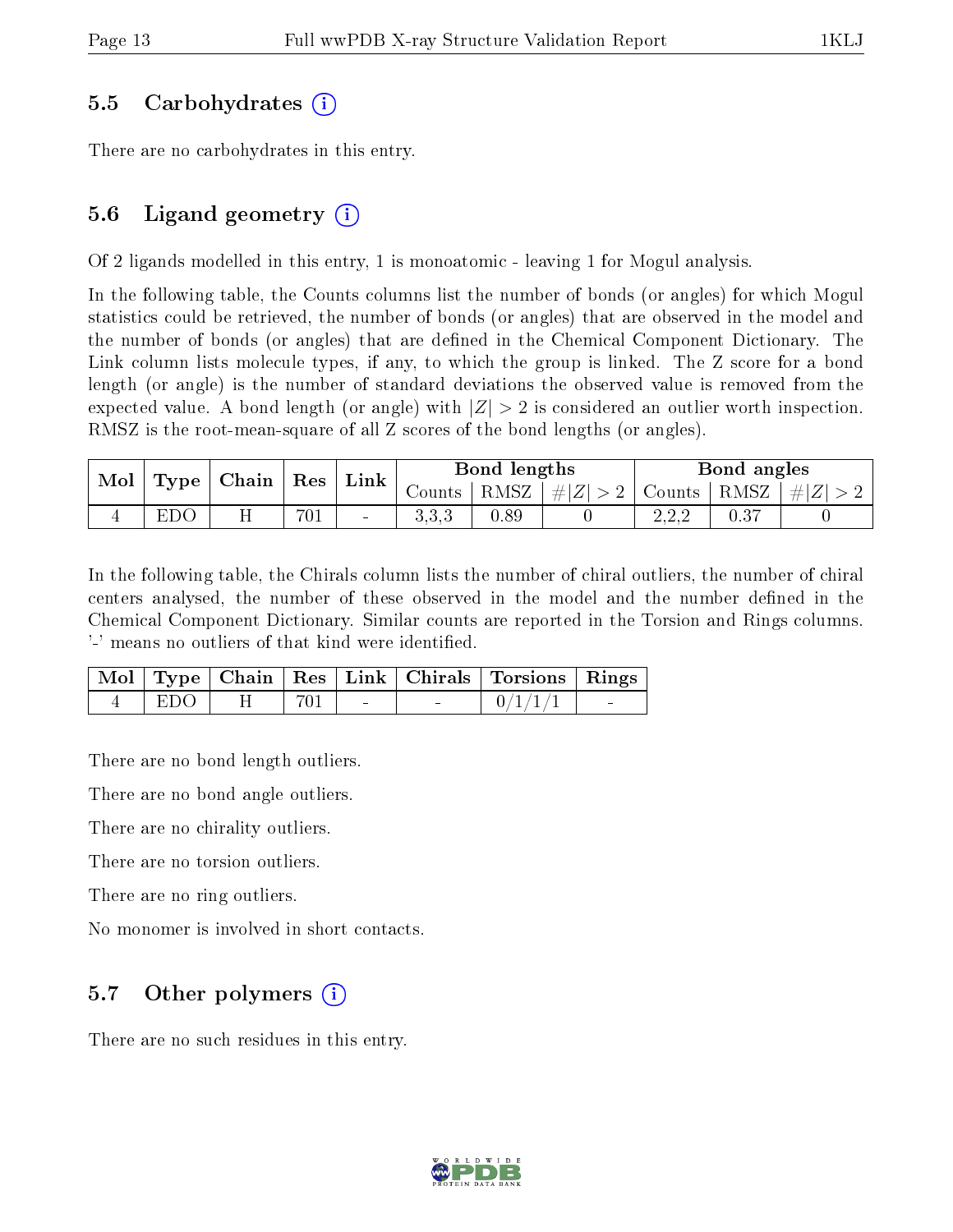### 5.5 Carbohydrates (i)

There are no carbohydrates in this entry.

### 5.6 Ligand geometry (i)

Of 2 ligands modelled in this entry, 1 is monoatomic - leaving 1 for Mogul analysis.

In the following table, the Counts columns list the number of bonds (or angles) for which Mogul statistics could be retrieved, the number of bonds (or angles) that are observed in the model and the number of bonds (or angles) that are defined in the Chemical Component Dictionary. The Link column lists molecule types, if any, to which the group is linked. The Z score for a bond length (or angle) is the number of standard deviations the observed value is removed from the expected value. A bond length (or angle) with $|Z| > 2$ is considered an outlier worth inspection. RMSZ is the root-mean-square of all Z scores of the bond lengths (or angles).

| Mol | Type | Chain | Res | Link | Bond lengths | | | Bond angles | | |
|---|---|---|---|---|---|---|---|---|---|---|
| | | | | | Counts | RMSZ | $\#\|Z\| > 2$ | Counts | RMSZ | $\#\|Z\| > 2$ |
| 4 | EDO | H | 701 | - | 3,3,3 | 0.89 | 0 | 2,2,2 | 0.37 | 0 |

In the following table, the Chirals column lists the number of chiral outliers, the number of chiral centers analysed, the number of these observed in the model and the number defined in the Chemical Component Dictionary. Similar counts are reported in the Torsion and Rings columns. '-' means no outliers of that kind were identified.

| Mol | Type | Chain | Res | Link | Chirals | Torsions | Rings |
|---|---|---|---|---|---|---|---|
| 4 | EDO | H | 701 | - | - | 0/1/1/1 | - |

There are no bond length outliers.

There are no bond angle outliers.

There are no chirality outliers.

There are no torsion outliers.

There are no ring outliers.

No monomer is involved in short contacts.

### 5.7 Other polymers (i)

There are no such residues in this entry.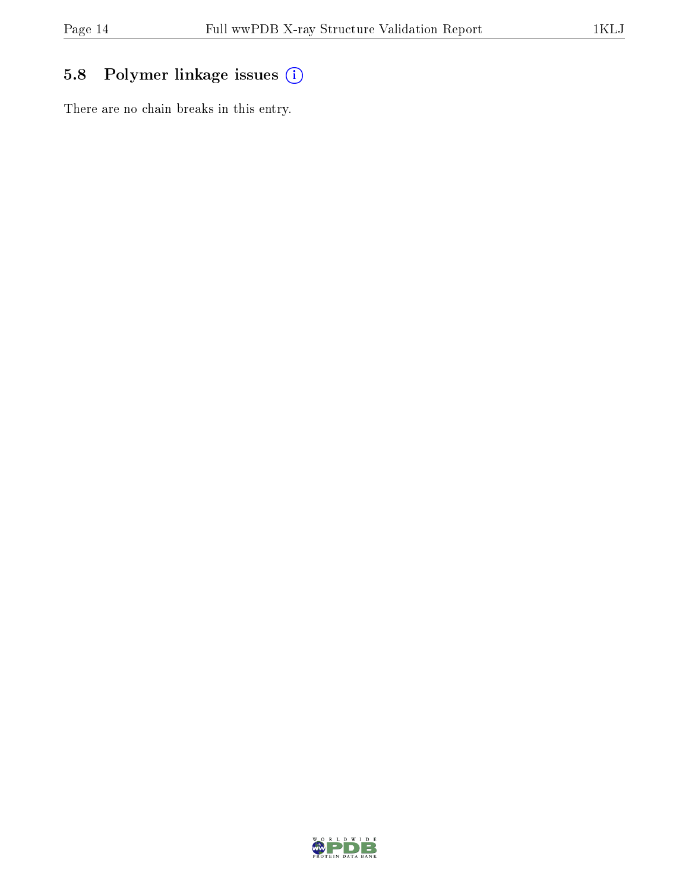### 5.8 Polymer linkage issues

There are no chain breaks in this entry.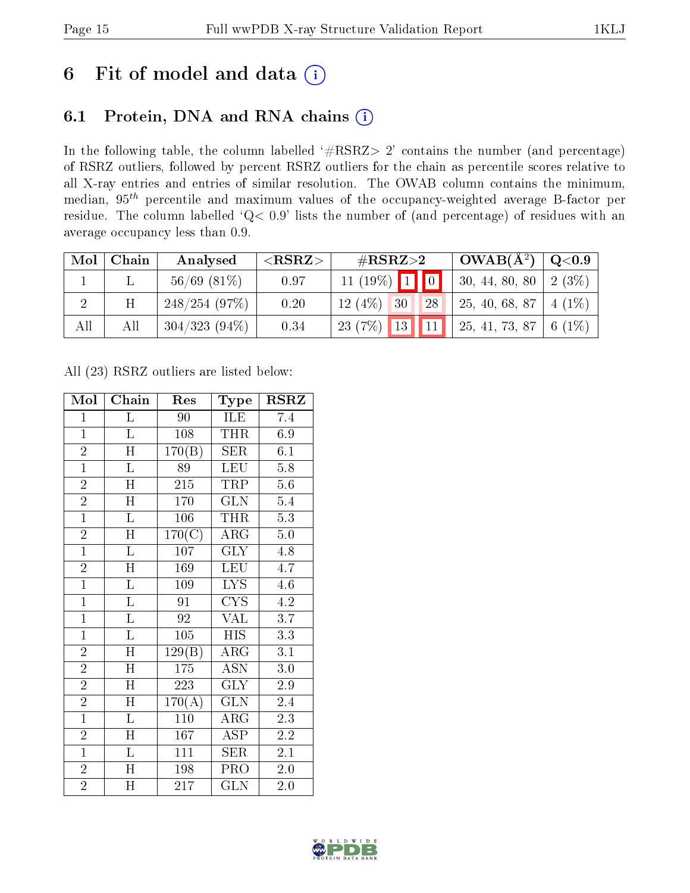# 6 Fit of model and data (i)

## 6.1 Protein, DNA and RNA chains (i)

In the following table, the column labelled '#RSRZ> 2' contains the number (and percentage) of RSRZ outliers, followed by percent RSRZ outliers for the chain as percentile scores relative to all X-ray entries and entries of similar resolution. The OWAB column contains the minimum, median, $95^{th}$ percentile and maximum values of the occupancy-weighted average B-factor per residue. The column labelled 'Q< 0.9' lists the number of (and percentage) of residues with an average occupancy less than 0.9.

| Mol | Chain | Analysed | <RSRZ> | #RSRZ>2 | | | OWAB(Å$^2$) | Q<0.9 |
|---|---|---|---|---|---|---|---|---|
| 1 | L | 56/69 (81%) | 0.97 | 11 (19%) | 1 | 0 | 30, 44, 80, 80 | 2 (3%) |
| 2 | H | 248/254 (97%) | 0.20 | 12 (4%) | 30 | 28 | 25, 40, 68, 87 | 4 (1%) |
| All | All | 304/323 (94%) | 0.34 | 23 (7%) | 13 | 11 | 25, 41, 73, 87 | 6 (1%) |

All (23) RSRZ outliers are listed below:

| Mol | Chain | Res | Type | RSRZ |
|---|---|---|---|---|
| 1 | L | 90 | ILE | 7.4 |
| 1 | L | 108 | THR | 6.9 |
| 2 | H | 170(B) | SER | 6.1 |
| 1 | L | 89 | LEU | 5.8 |
| 2 | H | 215 | TRP | 5.6 |
| 2 | H | 170 | GLN | 5.4 |
| 1 | L | 106 | THR | 5.3 |
| 2 | H | 170(C) | ARG | 5.0 |
| 1 | L | 107 | GLY | 4.8 |
| 2 | H | 169 | LEU | 4.7 |
| 1 | L | 109 | LYS | 4.6 |
| 1 | L | 91 | CYS | 4.2 |
| 1 | L | 92 | VAL | 3.7 |
| 1 | L | 105 | HIS | 3.3 |
| 2 | H | 129(B) | ARG | 3.1 |
| 2 | H | 175 | ASN | 3.0 |
| 2 | H | 223 | GLY | 2.9 |
| 2 | H | 170(A) | GLN | 2.4 |
| 1 | L | 110 | ARG | 2.3 |
| 2 | H | 167 | ASP | 2.2 |
| 1 | L | 111 | SER | 2.1 |
| 2 | H | 198 | PRO | 2.0 |
| 2 | H | 217 | GLN | 2.0 |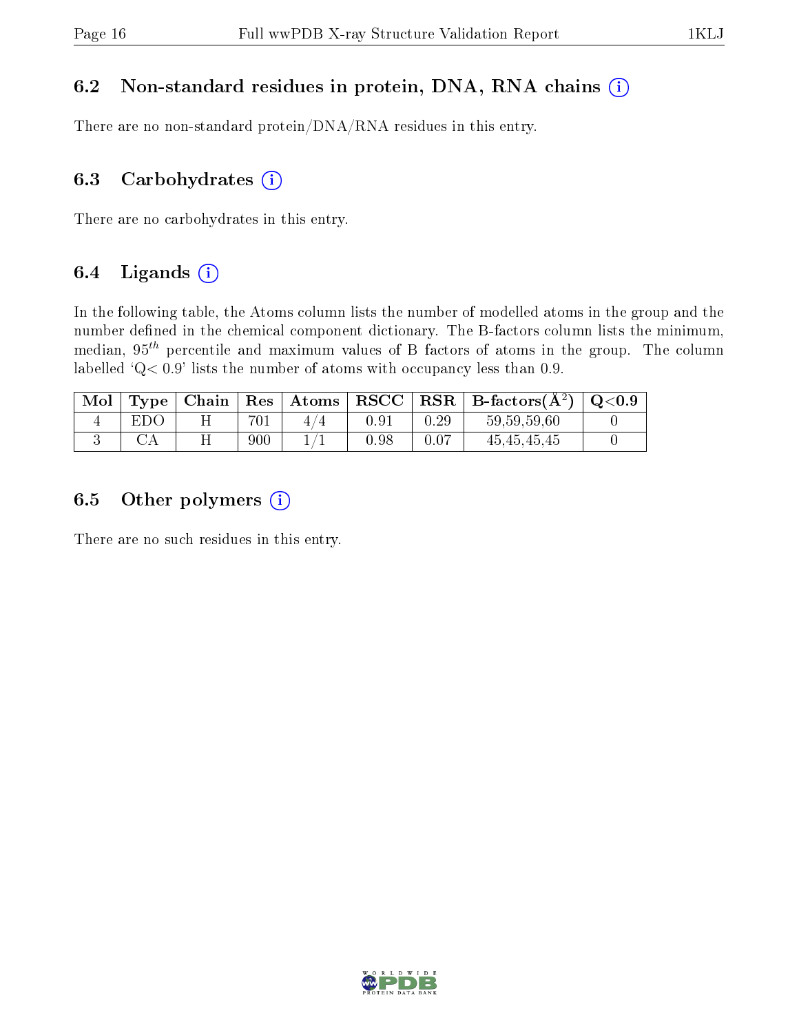### 6.2 Non-standard residues in protein, DNA, RNA chains

There are no non-standard protein/DNA/RNA residues in this entry.

### 6.3 Carbohydrates

There are no carbohydrates in this entry.

### 6.4 Ligands

In the following table, the Atoms column lists the number of modelled atoms in the group and the number defined in the chemical component dictionary. The B-factors column lists the minimum, median, $95^{th}$ percentile and maximum values of B factors of atoms in the group. The column labelled 'Q< 0.9' lists the number of atoms with occupancy less than 0.9.

| Mol | Type | Chain | Res | Atoms | RSCC | RSR | B-factors($Å^2$) | Q<0.9 |
|---|---|---|---|---|---|---|---|---|
| 4 | EDO | H | 701 | 4/4 | 0.91 | 0.29 | 59,59,59,60 | 0 |
| 3 | CA | H | 900 | 1/1 | 0.98 | 0.07 | 45,45,45,45 | 0 |

### 6.5 Other polymers

There are no such residues in this entry.